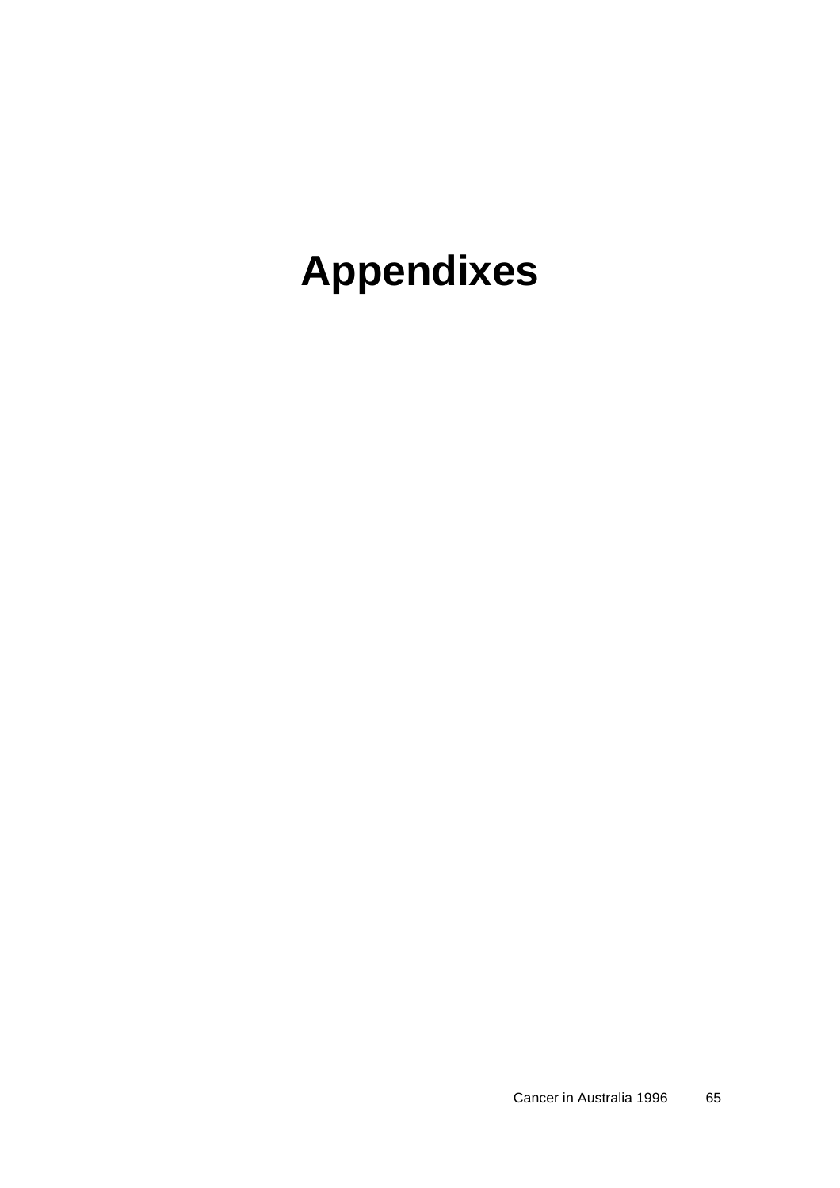# Appendixes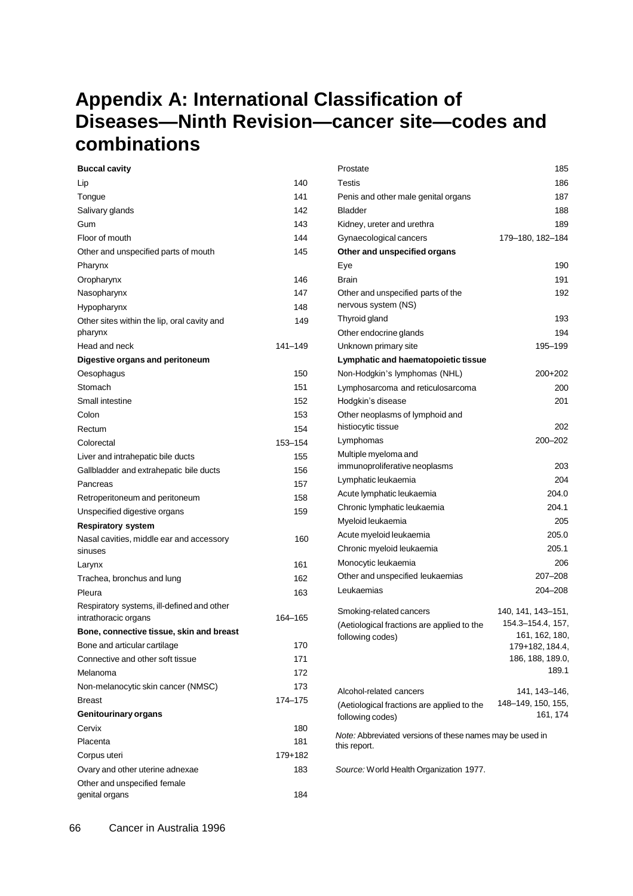# Appendix A: International Classification of Diseases—Ninth Revision—cancer site—codes and combinations

| Site | Code |
|---|---|
| **Buccal cavity** | |
| Lip | 140 |
| Tongue | 141 |
| Salivary glands | 142 |
| Gum | 143 |
| Floor of mouth | 144 |
| Other and unspecified parts of mouth | 145 |
| Pharynx | |
| Oropharynx | 146 |
| Nasopharynx | 147 |
| Hypopharynx | 148 |
| Other sites within the lip, oral cavity and pharynx | 149 |
| Head and neck | 141–149 |
| **Digestive organs and peritoneum** | |
| Oesophagus | 150 |
| Stomach | 151 |
| Small intestine | 152 |
| Colon | 153 |
| Rectum | 154 |
| Colorectal | 153–154 |
| Liver and intrahepatic bile ducts | 155 |
| Gallbladder and extrahepatic bile ducts | 156 |
| Pancreas | 157 |
| Retroperitoneum and peritoneum | 158 |
| Unspecified digestive organs | 159 |
| **Respiratory system** | |
| Nasal cavities, middle ear and accessory sinuses | 160 |
| Larynx | 161 |
| Trachea, bronchus and lung | 162 |
| Pleura | 163 |
| Respiratory systems, ill-defined and other intrathoracic organs | 164–165 |
| **Bone, connective tissue, skin and breast** | |
| Bone and articular cartilage | 170 |
| Connective and other soft tissue | 171 |
| Melanoma | 172 |
| Non-melanocytic skin cancer (NMSC) | 173 |
| Breast | 174–175 |
| **Genitourinary organs** | |
| Cervix | 180 |
| Placenta | 181 |
| Corpus uteri | 179+182 |
| Ovary and other uterine adnexae | 183 |
| Other and unspecified female genital organs | 184 |
| Prostate | 185 |
| Testis | 186 |
| Penis and other male genital organs | 187 |
| Bladder | 188 |
| Kidney, ureter and urethra | 189 |
| Gynaecological cancers | 179–180, 182–184 |
| **Other and unspecified organs** | |
| Eye | 190 |
| Brain | 191 |
| Other and unspecified parts of the nervous system (NS) | 192 |
| Thyroid gland | 193 |
| Other endocrine glands | 194 |
| Unknown primary site | 195–199 |
| **Lymphatic and haematopoietic tissue** | |
| Non-Hodgkin's lymphomas (NHL) | 200+202 |
| Lymphosarcoma and reticulosarcoma | 200 |
| Hodgkin's disease | 201 |
| Other neoplasms of lymphoid and histiocytic tissue | 202 |
| Lymphomas | 200–202 |
| Multiple myeloma and immunoproliferative neoplasms | 203 |
| Lymphatic leukaemia | 204 |
| Acute lymphatic leukaemia | 204.0 |
| Chronic lymphatic leukaemia | 204.1 |
| Myeloid leukaemia | 205 |
| Acute myeloid leukaemia | 205.0 |
| Chronic myeloid leukaemia | 205.1 |
| Monocytic leukaemia | 206 |
| Other and unspecified leukaemias | 207–208 |
| Leukaemias | 204–208 |
| Smoking-related cancers (Aetiological fractions are applied to the following codes) | 140, 141, 143–151, 154.3–154.4, 157, 161, 162, 180, 179+182, 184.4, 186, 188, 189.0, 189.1 |
| Alcohol-related cancers (Aetiological fractions are applied to the following codes) | 141, 143–146, 148–149, 150, 155, 161, 174 |

*Note:* Abbreviated versions of these names may be used in this report.

*Source:* World Health Organization 1977.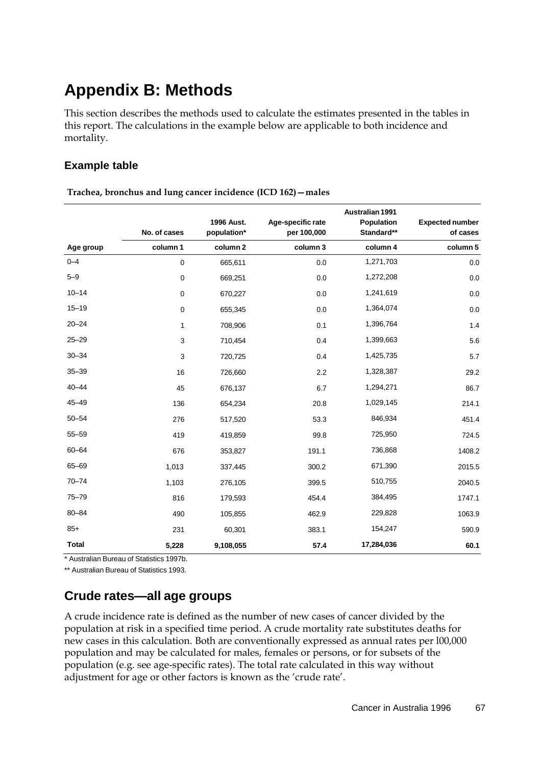# Appendix B: Methods

This section describes the methods used to calculate the estimates presented in the tables in this report. The calculations in the example below are applicable to both incidence and mortality.

### Example table

**Trachea, bronchus and lung cancer incidence (ICD 162) — males**

| | No. of cases | 1996 Aust. population* | Age-specific rate per 100,000 | Australian 1991 Population Standard** | Expected number of cases |
|---|---|---|---|---|---|
| Age group | column 1 | column 2 | column 3 | column 4 | column 5 |
| 0–4 | 0 | 665,611 | 0.0 | 1,271,703 | 0.0 |
| 5–9 | 0 | 669,251 | 0.0 | 1,272,208 | 0.0 |
| 10–14 | 0 | 670,227 | 0.0 | 1,241,619 | 0.0 |
| 15–19 | 0 | 655,345 | 0.0 | 1,364,074 | 0.0 |
| 20–24 | 1 | 708,906 | 0.1 | 1,396,764 | 1.4 |
| 25–29 | 3 | 710,454 | 0.4 | 1,399,663 | 5.6 |
| 30–34 | 3 | 720,725 | 0.4 | 1,425,735 | 5.7 |
| 35–39 | 16 | 726,660 | 2.2 | 1,328,387 | 29.2 |
| 40–44 | 45 | 676,137 | 6.7 | 1,294,271 | 86.7 |
| 45–49 | 136 | 654,234 | 20.8 | 1,029,145 | 214.1 |
| 50–54 | 276 | 517,520 | 53.3 | 846,934 | 451.4 |
| 55–59 | 419 | 419,859 | 99.8 | 725,950 | 724.5 |
| 60–64 | 676 | 353,827 | 191.1 | 736,868 | 1408.2 |
| 65–69 | 1,013 | 337,445 | 300.2 | 671,390 | 2015.5 |
| 70–74 | 1,103 | 276,105 | 399.5 | 510,755 | 2040.5 |
| 75–79 | 816 | 179,593 | 454.4 | 384,495 | 1747.1 |
| 80–84 | 490 | 105,855 | 462.9 | 229,828 | 1063.9 |
| 85+ | 231 | 60,301 | 383.1 | 154,247 | 590.9 |
| **Total** | **5,228** | **9,108,055** | **57.4** | **17,284,036** | **60.1** |

* Australian Bureau of Statistics 1997b.

** Australian Bureau of Statistics 1993.

## Crude rates—all age groups

A crude incidence rate is defined as the number of new cases of cancer divided by the population at risk in a specified time period. A crude mortality rate substitutes deaths for new cases in this calculation. Both are conventionally expressed as annual rates per 100,000 population and may be calculated for males, females or persons, or for subsets of the population (e.g. see age-specific rates). The total rate calculated in this way without adjustment for age or other factors is known as the 'crude rate'.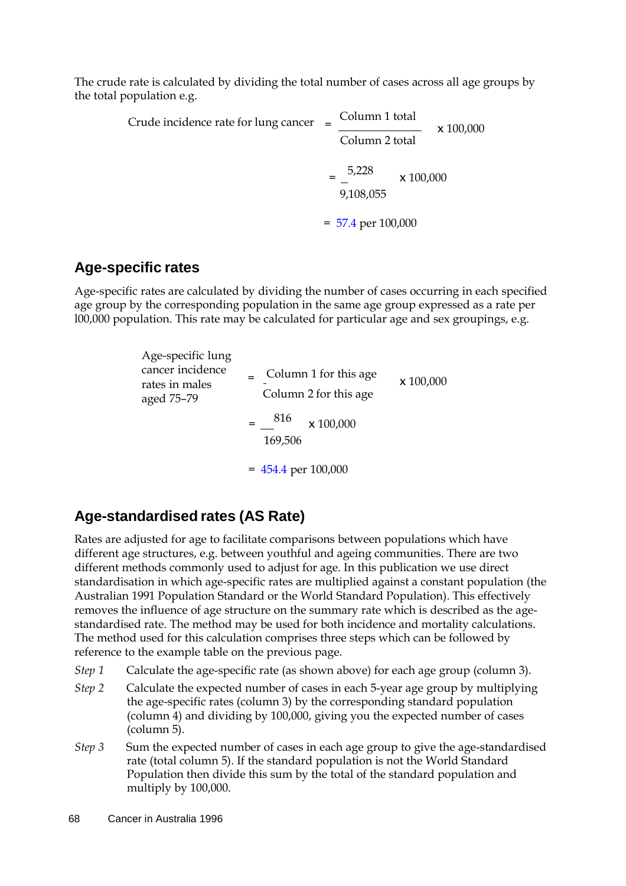The crude rate is calculated by dividing the total number of cases across all age groups by the total population e.g.

$$\text{Crude incidence rate for lung cancer} = \frac{\text{Column 1 total}}{\text{Column 2 total}} \times 100{,}000$$

$$= \frac{5{,}228}{9{,}108{,}055} \times 100{,}000$$

$$= 57.4 \text{ per } 100{,}000$$

## Age-specific rates

Age-specific rates are calculated by dividing the number of cases occurring in each specified age group by the corresponding population in the same age group expressed as a rate per 100,000 population. This rate may be calculated for particular age and sex groupings, e.g.

$$\text{Age-specific lung cancer incidence rates in males aged 75–79} = \frac{\text{Column 1 for this age}}{\text{Column 2 for this age}} \times 100{,}000$$

$$= \frac{816}{169{,}506} \times 100{,}000$$

$$= 454.4 \text{ per } 100{,}000$$

## Age-standardised rates (AS Rate)

Rates are adjusted for age to facilitate comparisons between populations which have different age structures, e.g. between youthful and ageing communities. There are two different methods commonly used to adjust for age. In this publication we use direct standardisation in which age-specific rates are multiplied against a constant population (the Australian 1991 Population Standard or the World Standard Population). This effectively removes the influence of age structure on the summary rate which is described as the age-standardised rate. The method may be used for both incidence and mortality calculations. The method used for this calculation comprises three steps which can be followed by reference to the example table on the previous page.

*Step 1* Calculate the age-specific rate (as shown above) for each age group (column 3).

*Step 2* Calculate the expected number of cases in each 5-year age group by multiplying the age-specific rates (column 3) by the corresponding standard population (column 4) and dividing by 100,000, giving you the expected number of cases (column 5).

*Step 3* Sum the expected number of cases in each age group to give the age-standardised rate (total column 5). If the standard population is not the World Standard Population then divide this sum by the total of the standard population and multiply by 100,000.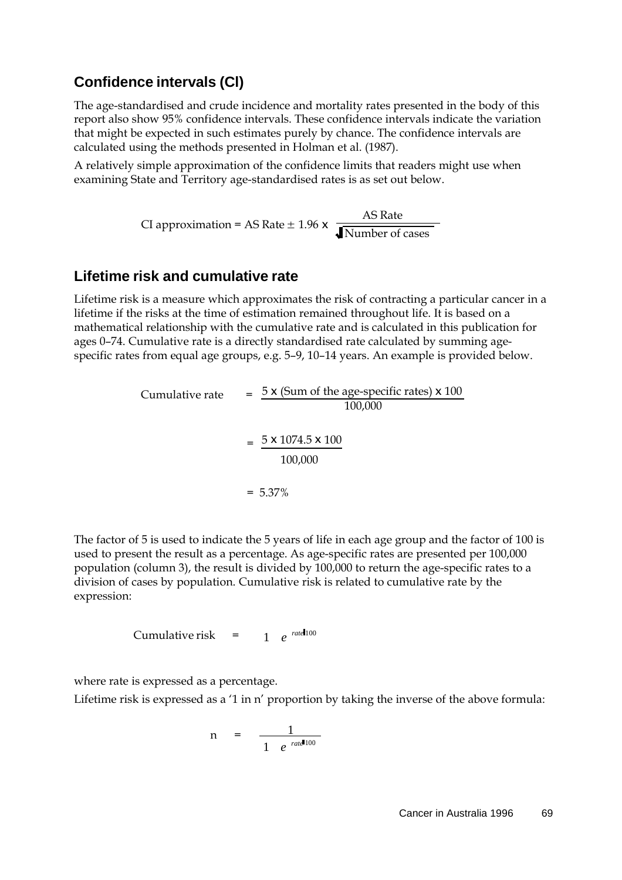## Confidence intervals (CI)

The age-standardised and crude incidence and mortality rates presented in the body of this report also show 95% confidence intervals. These confidence intervals indicate the variation that might be expected in such estimates purely by chance. The confidence intervals are calculated using the methods presented in Holman et al. (1987).

A relatively simple approximation of the confidence limits that readers might use when examining State and Territory age-standardised rates is as set out below.

$$\text{CI approximation} = \text{AS Rate} \pm 1.96 \times \frac{\text{AS Rate}}{\sqrt{\text{Number of cases}}}$$

## Lifetime risk and cumulative rate

Lifetime risk is a measure which approximates the risk of contracting a particular cancer in a lifetime if the risks at the time of estimation remained throughout life. It is based on a mathematical relationship with the cumulative rate and is calculated in this publication for ages 0–74. Cumulative rate is a directly standardised rate calculated by summing age-specific rates from equal age groups, e.g. 5–9, 10–14 years. An example is provided below.

$$\text{Cumulative rate} = \frac{5 \times (\text{Sum of the age-specific rates}) \times 100}{100{,}000}$$

$$= \frac{5 \times 1074.5 \times 100}{100{,}000}$$

$$= 5.37\%$$

The factor of 5 is used to indicate the 5 years of life in each age group and the factor of 100 is used to present the result as a percentage. As age-specific rates are presented per 100,000 population (column 3), the result is divided by 100,000 to return the age-specific rates to a division of cases by population. Cumulative risk is related to cumulative rate by the expression:

$$\text{Cumulative risk} = 1 - e^{-rate/100}$$

where rate is expressed as a percentage.

Lifetime risk is expressed as a '1 in n' proportion by taking the inverse of the above formula:

$$n = \frac{1}{1 - e^{-rate/100}}$$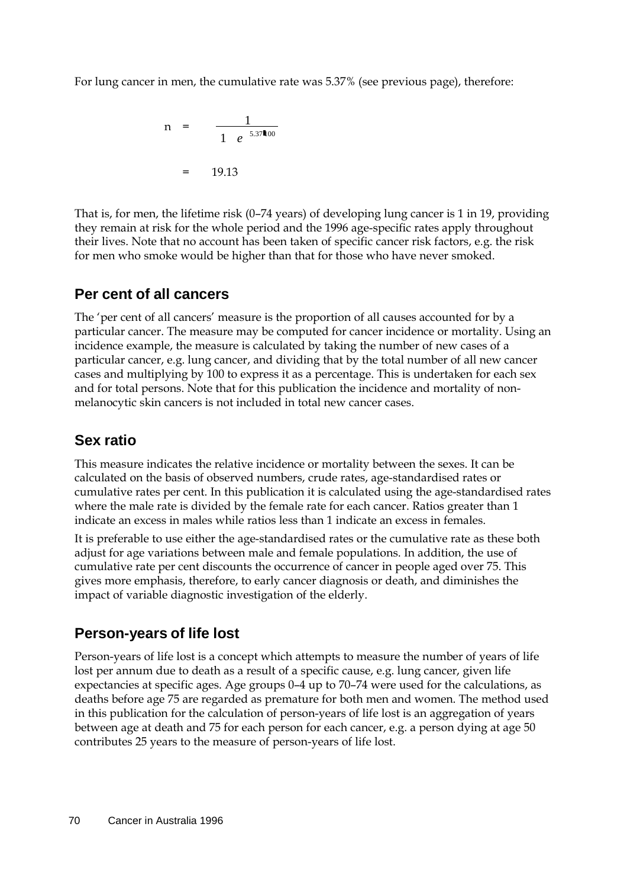For lung cancer in men, the cumulative rate was 5.37% (see previous page), therefore:

$$n = \frac{1}{1 - e^{-5.37/100}}$$

$$= 19.13$$

That is, for men, the lifetime risk (0–74 years) of developing lung cancer is 1 in 19, providing they remain at risk for the whole period and the 1996 age-specific rates apply throughout their lives. Note that no account has been taken of specific cancer risk factors, e.g. the risk for men who smoke would be higher than that for those who have never smoked.

## Per cent of all cancers

The 'per cent of all cancers' measure is the proportion of all causes accounted for by a particular cancer. The measure may be computed for cancer incidence or mortality. Using an incidence example, the measure is calculated by taking the number of new cases of a particular cancer, e.g. lung cancer, and dividing that by the total number of all new cancer cases and multiplying by 100 to express it as a percentage. This is undertaken for each sex and for total persons. Note that for this publication the incidence and mortality of non-melanocytic skin cancers is not included in total new cancer cases.

## Sex ratio

This measure indicates the relative incidence or mortality between the sexes. It can be calculated on the basis of observed numbers, crude rates, age-standardised rates or cumulative rates per cent. In this publication it is calculated using the age-standardised rates where the male rate is divided by the female rate for each cancer. Ratios greater than 1 indicate an excess in males while ratios less than 1 indicate an excess in females.

It is preferable to use either the age-standardised rates or the cumulative rate as these both adjust for age variations between male and female populations. In addition, the use of cumulative rate per cent discounts the occurrence of cancer in people aged over 75. This gives more emphasis, therefore, to early cancer diagnosis or death, and diminishes the impact of variable diagnostic investigation of the elderly.

## Person-years of life lost

Person-years of life lost is a concept which attempts to measure the number of years of life lost per annum due to death as a result of a specific cause, e.g. lung cancer, given life expectancies at specific ages. Age groups 0–4 up to 70–74 were used for the calculations, as deaths before age 75 are regarded as premature for both men and women. The method used in this publication for the calculation of person-years of life lost is an aggregation of years between age at death and 75 for each person for each cancer, e.g. a person dying at age 50 contributes 25 years to the measure of person-years of life lost.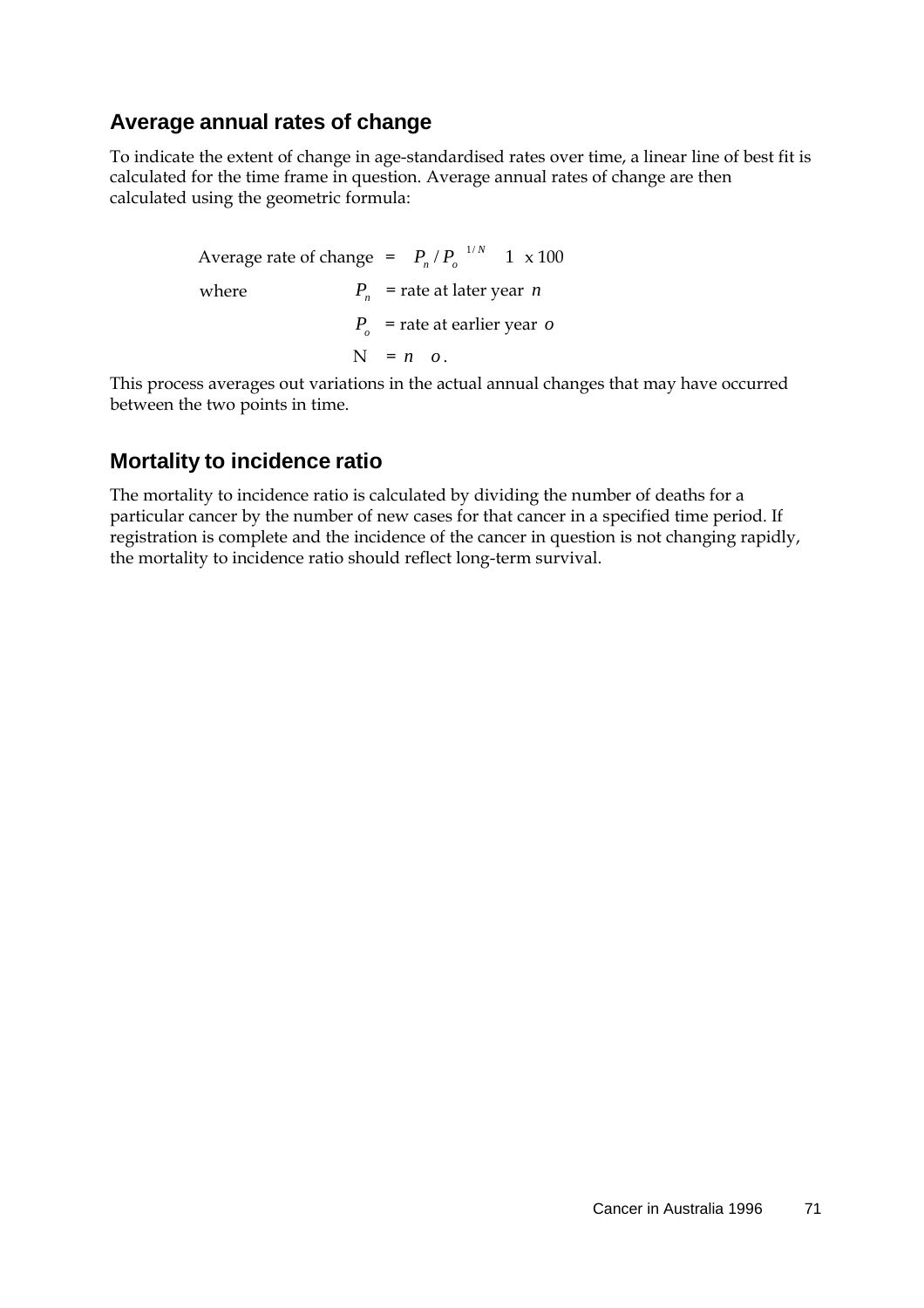## Average annual rates of change

To indicate the extent of change in age-standardised rates over time, a linear line of best fit is calculated for the time frame in question. Average annual rates of change are then calculated using the geometric formula:

$$\text{Average rate of change} = \left( \left( P_n / P_o \right)^{1/N} - 1 \right) \times 100$$

where

$P_n$ = rate at later year $n$

$P_o$ = rate at earlier year $o$

$N = n - o$.

This process averages out variations in the actual annual changes that may have occurred between the two points in time.

## Mortality to incidence ratio

The mortality to incidence ratio is calculated by dividing the number of deaths for a particular cancer by the number of new cases for that cancer in a specified time period. If registration is complete and the incidence of the cancer in question is not changing rapidly, the mortality to incidence ratio should reflect long-term survival.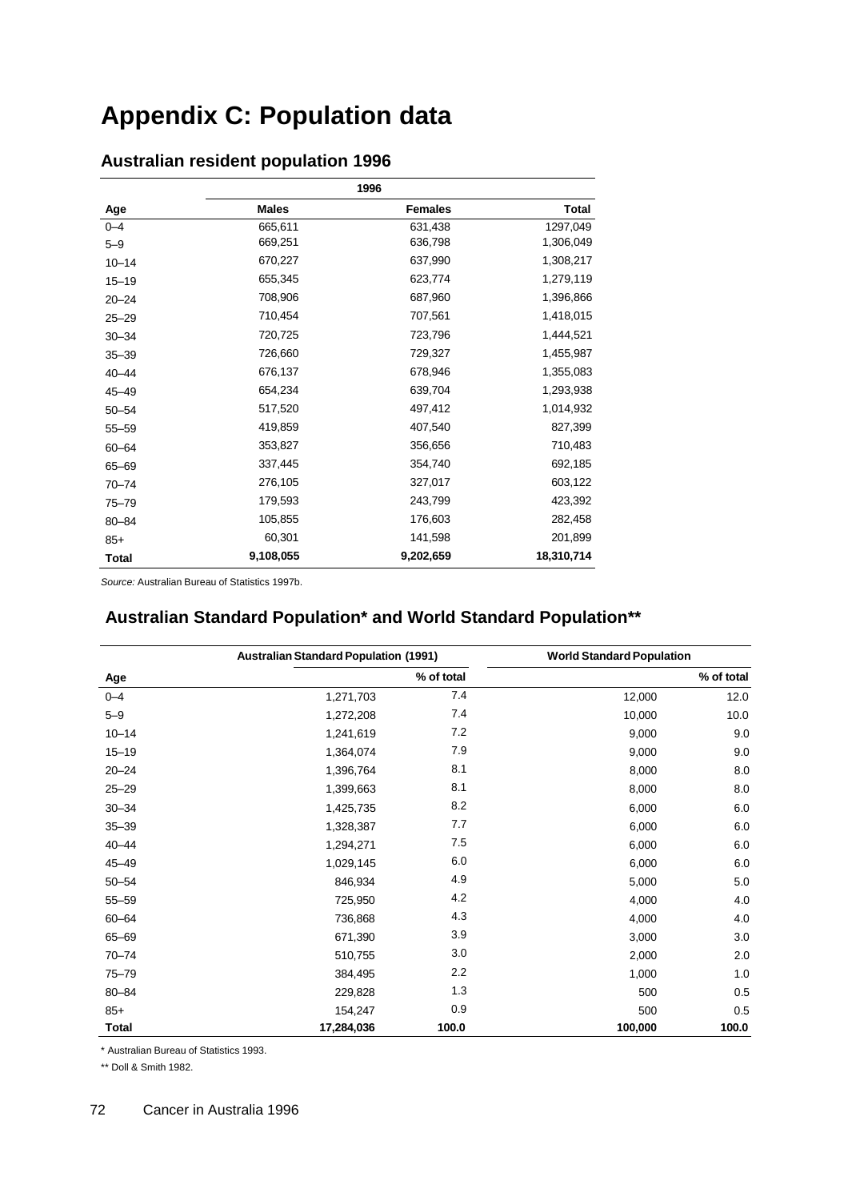# Appendix C: Population data

## Australian resident population 1996

| | 1996 | | |
|---|---|---|---|
| Age | Males | Females | Total |
| 0–4 | 665,611 | 631,438 | 1297,049 |
| 5–9 | 669,251 | 636,798 | 1,306,049 |
| 10–14 | 670,227 | 637,990 | 1,308,217 |
| 15–19 | 655,345 | 623,774 | 1,279,119 |
| 20–24 | 708,906 | 687,960 | 1,396,866 |
| 25–29 | 710,454 | 707,561 | 1,418,015 |
| 30–34 | 720,725 | 723,796 | 1,444,521 |
| 35–39 | 726,660 | 729,327 | 1,455,987 |
| 40–44 | 676,137 | 678,946 | 1,355,083 |
| 45–49 | 654,234 | 639,704 | 1,293,938 |
| 50–54 | 517,520 | 497,412 | 1,014,932 |
| 55–59 | 419,859 | 407,540 | 827,399 |
| 60–64 | 353,827 | 356,656 | 710,483 |
| 65–69 | 337,445 | 354,740 | 692,185 |
| 70–74 | 276,105 | 327,017 | 603,122 |
| 75–79 | 179,593 | 243,799 | 423,392 |
| 80–84 | 105,855 | 176,603 | 282,458 |
| 85+ | 60,301 | 141,598 | 201,899 |
| **Total** | **9,108,055** | **9,202,659** | **18,310,714** |

*Source:* Australian Bureau of Statistics 1997b.

## Australian Standard Population* and World Standard Population**

| | Australian Standard Population (1991) | | World Standard Population | |
|---|---|---|---|---|
| Age | | % of total | | % of total |
| 0–4 | 1,271,703 | 7.4 | 12,000 | 12.0 |
| 5–9 | 1,272,208 | 7.4 | 10,000 | 10.0 |
| 10–14 | 1,241,619 | 7.2 | 9,000 | 9.0 |
| 15–19 | 1,364,074 | 7.9 | 9,000 | 9.0 |
| 20–24 | 1,396,764 | 8.1 | 8,000 | 8.0 |
| 25–29 | 1,399,663 | 8.1 | 8,000 | 8.0 |
| 30–34 | 1,425,735 | 8.2 | 6,000 | 6.0 |
| 35–39 | 1,328,387 | 7.7 | 6,000 | 6.0 |
| 40–44 | 1,294,271 | 7.5 | 6,000 | 6.0 |
| 45–49 | 1,029,145 | 6.0 | 6,000 | 6.0 |
| 50–54 | 846,934 | 4.9 | 5,000 | 5.0 |
| 55–59 | 725,950 | 4.2 | 4,000 | 4.0 |
| 60–64 | 736,868 | 4.3 | 4,000 | 4.0 |
| 65–69 | 671,390 | 3.9 | 3,000 | 3.0 |
| 70–74 | 510,755 | 3.0 | 2,000 | 2.0 |
| 75–79 | 384,495 | 2.2 | 1,000 | 1.0 |
| 80–84 | 229,828 | 1.3 | 500 | 0.5 |
| 85+ | 154,247 | 0.9 | 500 | 0.5 |
| **Total** | **17,284,036** | **100.0** | **100,000** | **100.0** |

* Australian Bureau of Statistics 1993.

** Doll & Smith 1982.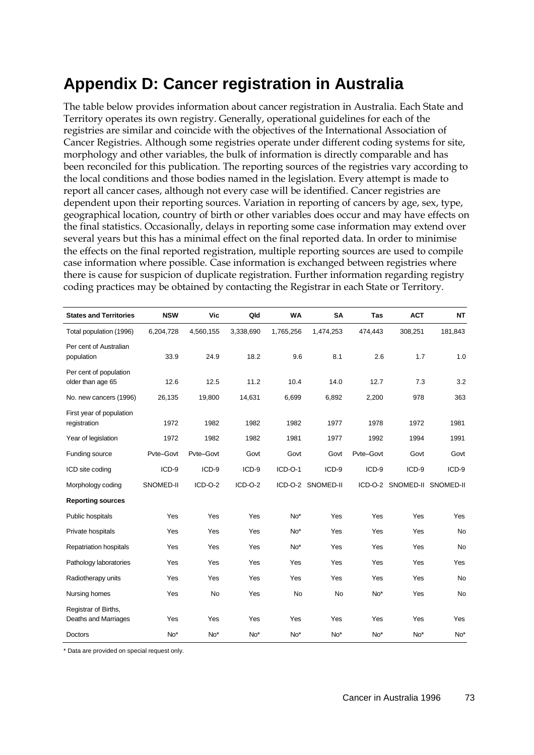# Appendix D: Cancer registration in Australia

The table below provides information about cancer registration in Australia. Each State and Territory operates its own registry. Generally, operational guidelines for each of the registries are similar and coincide with the objectives of the International Association of Cancer Registries. Although some registries operate under different coding systems for site, morphology and other variables, the bulk of information is directly comparable and has been reconciled for this publication. The reporting sources of the registries vary according to the local conditions and those bodies named in the legislation. Every attempt is made to report all cancer cases, although not every case will be identified. Cancer registries are dependent upon their reporting sources. Variation in reporting of cancers by age, sex, type, geographical location, country of birth or other variables does occur and may have effects on the final statistics. Occasionally, delays in reporting some case information may extend over several years but this has a minimal effect on the final reported data. In order to minimise the effects on the final reported registration, multiple reporting sources are used to compile case information where possible. Case information is exchanged between registries where there is cause for suspicion of duplicate registration. Further information regarding registry coding practices may be obtained by contacting the Registrar in each State or Territory.

| States and Territories | NSW | Vic | Qld | WA | SA | Tas | ACT | NT |
|---|---|---|---|---|---|---|---|---|
| Total population (1996) | 6,204,728 | 4,560,155 | 3,338,690 | 1,765,256 | 1,474,253 | 474,443 | 308,251 | 181,843 |
| Per cent of Australian population | 33.9 | 24.9 | 18.2 | 9.6 | 8.1 | 2.6 | 1.7 | 1.0 |
| Per cent of population older than age 65 | 12.6 | 12.5 | 11.2 | 10.4 | 14.0 | 12.7 | 7.3 | 3.2 |
| No. new cancers (1996) | 26,135 | 19,800 | 14,631 | 6,699 | 6,892 | 2,200 | 978 | 363 |
| First year of population registration | 1972 | 1982 | 1982 | 1982 | 1977 | 1978 | 1972 | 1981 |
| Year of legislation | 1972 | 1982 | 1982 | 1981 | 1977 | 1992 | 1994 | 1991 |
| Funding source | Pvte–Govt | Pvte–Govt | Govt | Govt | Govt | Pvte–Govt | Govt | Govt |
| ICD site coding | ICD-9 | ICD-9 | ICD-9 | ICD-O-1 | ICD-9 | ICD-9 | ICD-9 | ICD-9 |
| Morphology coding | SNOMED-II | ICD-O-2 | ICD-O-2 | ICD-O-2 | SNOMED-II | ICD-O-2 | SNOMED-II | SNOMED-II |
| **Reporting sources** | | | | | | | | |
| Public hospitals | Yes | Yes | Yes | No* | Yes | Yes | Yes | Yes |
| Private hospitals | Yes | Yes | Yes | No* | Yes | Yes | Yes | No |
| Repatriation hospitals | Yes | Yes | Yes | No* | Yes | Yes | Yes | No |
| Pathology laboratories | Yes | Yes | Yes | Yes | Yes | Yes | Yes | Yes |
| Radiotherapy units | Yes | Yes | Yes | Yes | Yes | Yes | Yes | No |
| Nursing homes | Yes | No | Yes | No | No | No* | Yes | No |
| Registrar of Births, Deaths and Marriages | Yes | Yes | Yes | Yes | Yes | Yes | Yes | Yes |
| Doctors | No* | No* | No* | No* | No* | No* | No* | No* |

\* Data are provided on special request only.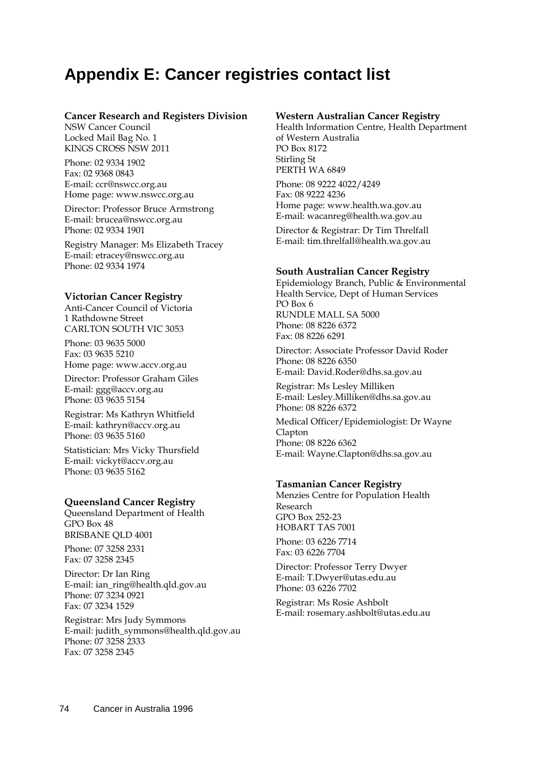# Appendix E: Cancer registries contact list

**Cancer Research and Registers Division**
NSW Cancer Council
Locked Mail Bag No. 1
KINGS CROSS NSW 2011

Phone: 02 9334 1902
Fax: 02 9368 0843
E-mail: ccr@nswcc.org.au
Home page: www.nswcc.org.au

Director: Professor Bruce Armstrong
E-mail: brucea@nswcc.org.au
Phone: 02 9334 1901

Registry Manager: Ms Elizabeth Tracey
E-mail: etracey@nswcc.org.au
Phone: 02 9334 1974

**Victorian Cancer Registry**
Anti-Cancer Council of Victoria
1 Rathdowne Street
CARLTON SOUTH VIC 3053

Phone: 03 9635 5000
Fax: 03 9635 5210
Home page: www.accv.org.au

Director: Professor Graham Giles
E-mail: ggg@accv.org.au
Phone: 03 9635 5154

Registrar: Ms Kathryn Whitfield
E-mail: kathryn@accv.org.au
Phone: 03 9635 5160

Statistician: Mrs Vicky Thursfield
E-mail: vickyt@accv.org.au
Phone: 03 9635 5162

**Queensland Cancer Registry**
Queensland Department of Health
GPO Box 48
BRISBANE QLD 4001

Phone: 07 3258 2331
Fax: 07 3258 2345

Director: Dr Ian Ring
E-mail: ian_ring@health.qld.gov.au
Phone: 07 3234 0921
Fax: 07 3234 1529

Registrar: Mrs Judy Symmons
E-mail: judith_symmons@health.qld.gov.au
Phone: 07 3258 2333
Fax: 07 3258 2345

**Western Australian Cancer Registry**
Health Information Centre, Health Department of Western Australia
PO Box 8172
Stirling St
PERTH WA 6849

Phone: 08 9222 4022/4249
Fax: 08 9222 4236
Home page: www.health.wa.gov.au
E-mail: wacanreg@health.wa.gov.au

Director & Registrar: Dr Tim Threlfall
E-mail: tim.threlfall@health.wa.gov.au

**South Australian Cancer Registry**
Epidemiology Branch, Public & Environmental Health Service, Dept of Human Services
PO Box 6
RUNDLE MALL SA 5000
Phone: 08 8226 6372
Fax: 08 8226 6291

Director: Associate Professor David Roder
Phone: 08 8226 6350
E-mail: David.Roder@dhs.sa.gov.au

Registrar: Ms Lesley Milliken
E-mail: Lesley.Milliken@dhs.sa.gov.au
Phone: 08 8226 6372

Medical Officer/Epidemiologist: Dr Wayne Clapton
Phone: 08 8226 6362
E-mail: Wayne.Clapton@dhs.sa.gov.au

**Tasmanian Cancer Registry**
Menzies Centre for Population Health Research
GPO Box 252-23
HOBART TAS 7001

Phone: 03 6226 7714
Fax: 03 6226 7704

Director: Professor Terry Dwyer
E-mail: T.Dwyer@utas.edu.au
Phone: 03 6226 7702

Registrar: Ms Rosie Ashbolt
E-mail: rosemary.ashbolt@utas.edu.au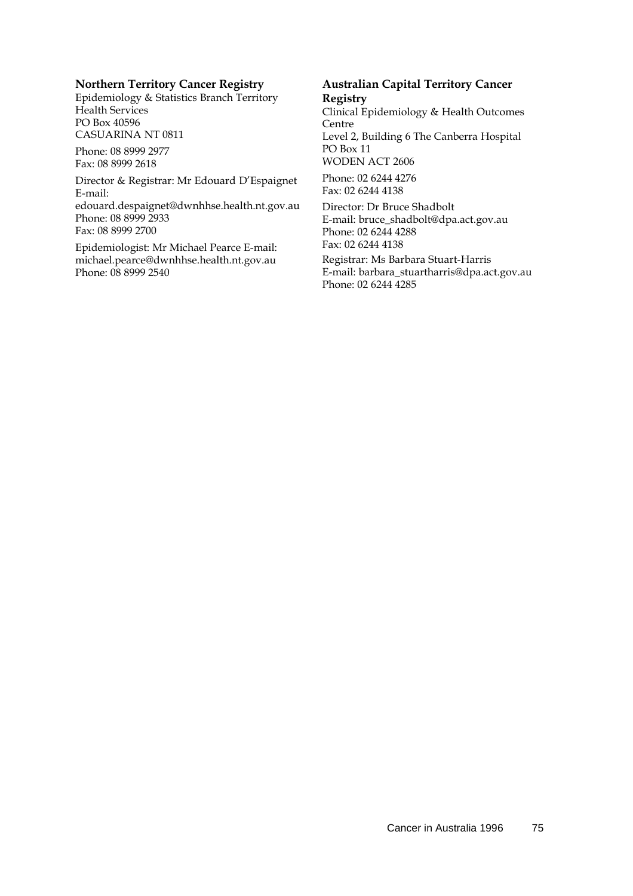**Northern Territory Cancer Registry**
Epidemiology & Statistics Branch Territory Health Services
PO Box 40596
CASUARINA NT 0811

Phone: 08 8999 2977
Fax: 08 8999 2618

Director & Registrar: Mr Edouard D'Espaignet
E-mail:
edouard.despaignet@dwnhhse.health.nt.gov.au
Phone: 08 8999 2933
Fax: 08 8999 2700

Epidemiologist: Mr Michael Pearce E-mail:
michael.pearce@dwnhhse.health.nt.gov.au
Phone: 08 8999 2540

**Australian Capital Territory Cancer Registry**
Clinical Epidemiology & Health Outcomes Centre
Level 2, Building 6 The Canberra Hospital
PO Box 11
WODEN ACT 2606

Phone: 02 6244 4276
Fax: 02 6244 4138

Director: Dr Bruce Shadbolt
E-mail: bruce_shadbolt@dpa.act.gov.au
Phone: 02 6244 4288
Fax: 02 6244 4138

Registrar: Ms Barbara Stuart-Harris
E-mail: barbara_stuartharris@dpa.act.gov.au
Phone: 02 6244 4285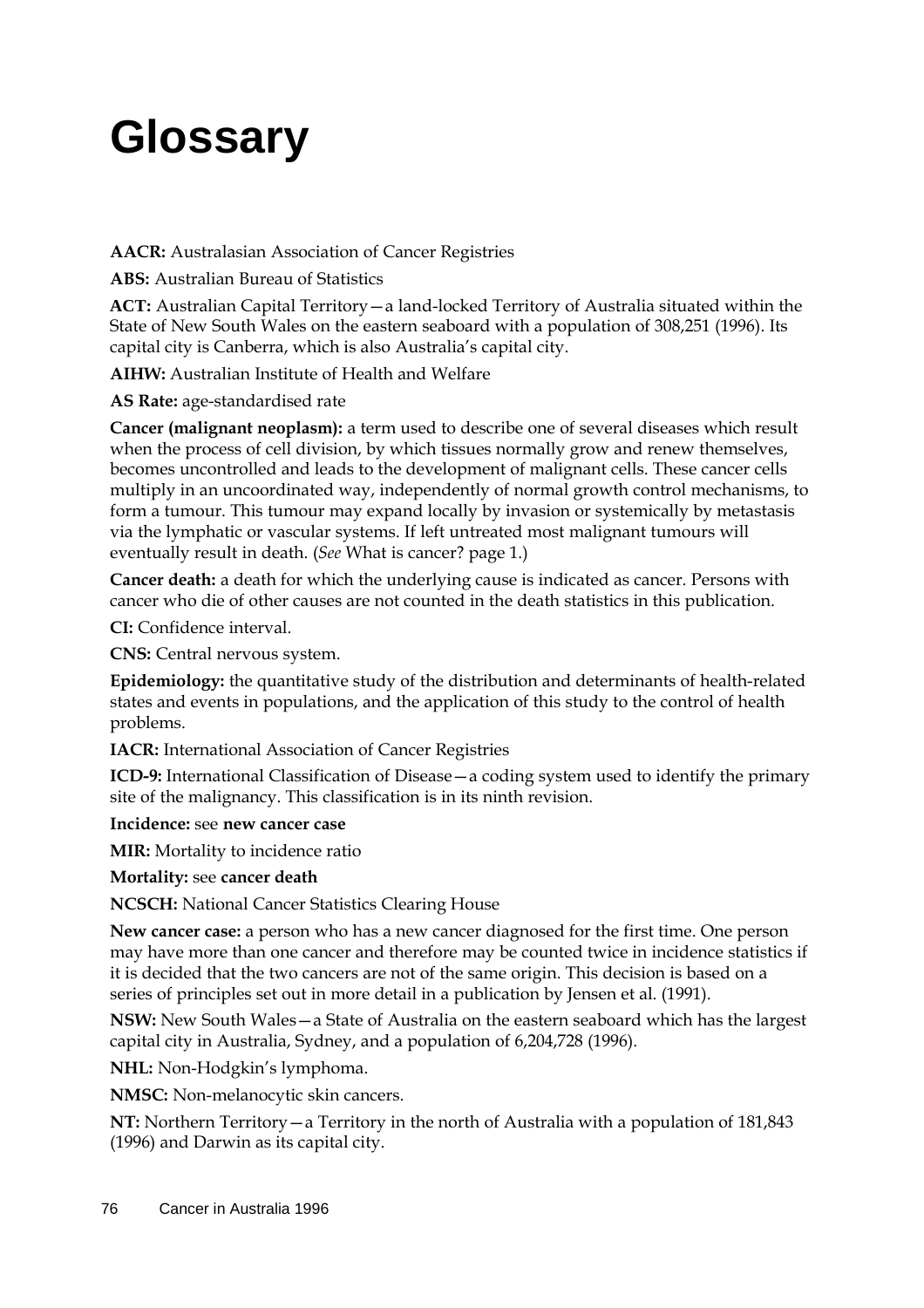# Glossary

**AACR:** Australasian Association of Cancer Registries

**ABS:** Australian Bureau of Statistics

**ACT:** Australian Capital Territory—a land-locked Territory of Australia situated within the State of New South Wales on the eastern seaboard with a population of 308,251 (1996). Its capital city is Canberra, which is also Australia's capital city.

**AIHW:** Australian Institute of Health and Welfare

**AS Rate:** age-standardised rate

**Cancer (malignant neoplasm):** a term used to describe one of several diseases which result when the process of cell division, by which tissues normally grow and renew themselves, becomes uncontrolled and leads to the development of malignant cells. These cancer cells multiply in an uncoordinated way, independently of normal growth control mechanisms, to form a tumour. This tumour may expand locally by invasion or systemically by metastasis via the lymphatic or vascular systems. If left untreated most malignant tumours will eventually result in death. (*See* What is cancer? page 1.)

**Cancer death:** a death for which the underlying cause is indicated as cancer. Persons with cancer who die of other causes are not counted in the death statistics in this publication.

**CI:** Confidence interval.

**CNS:** Central nervous system.

**Epidemiology:** the quantitative study of the distribution and determinants of health-related states and events in populations, and the application of this study to the control of health problems.

**IACR:** International Association of Cancer Registries

**ICD-9:** International Classification of Disease—a coding system used to identify the primary site of the malignancy. This classification is in its ninth revision.

**Incidence:** see **new cancer case**

**MIR:** Mortality to incidence ratio

**Mortality:** see **cancer death**

**NCSCH:** National Cancer Statistics Clearing House

**New cancer case:** a person who has a new cancer diagnosed for the first time. One person may have more than one cancer and therefore may be counted twice in incidence statistics if it is decided that the two cancers are not of the same origin. This decision is based on a series of principles set out in more detail in a publication by Jensen et al. (1991).

**NSW:** New South Wales—a State of Australia on the eastern seaboard which has the largest capital city in Australia, Sydney, and a population of 6,204,728 (1996).

**NHL:** Non-Hodgkin's lymphoma.

**NMSC:** Non-melanocytic skin cancers.

**NT:** Northern Territory—a Territory in the north of Australia with a population of 181,843 (1996) and Darwin as its capital city.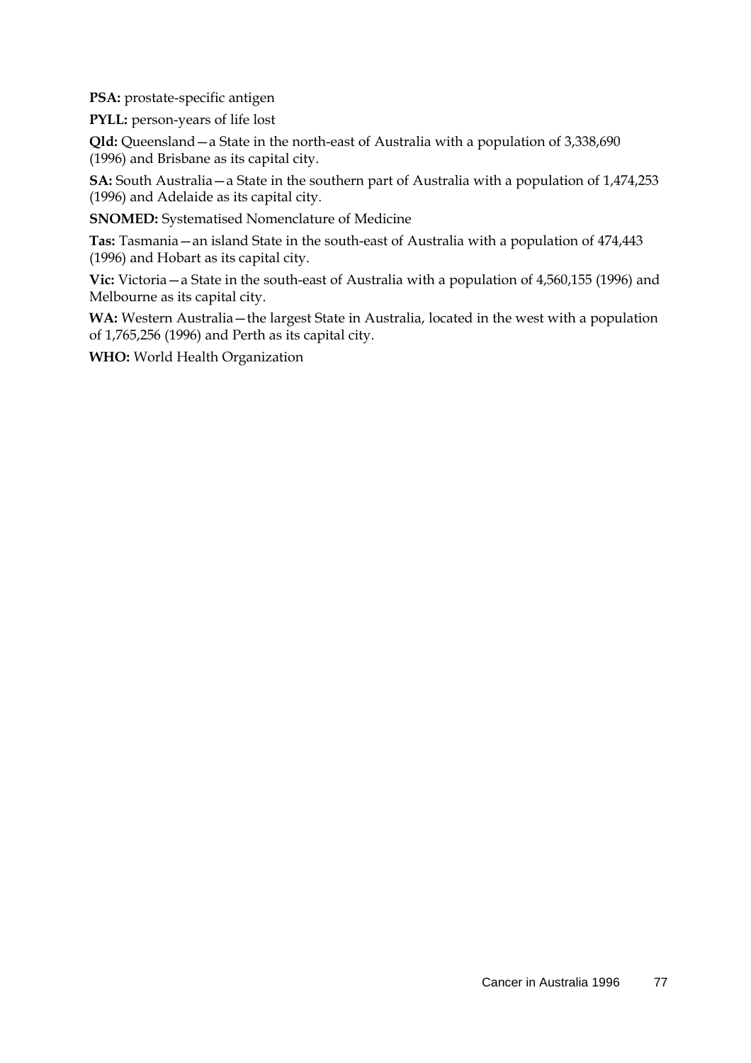**PSA:** prostate-specific antigen

**PYLL:** person-years of life lost

**Qld:** Queensland—a State in the north-east of Australia with a population of 3,338,690 (1996) and Brisbane as its capital city.

**SA:** South Australia—a State in the southern part of Australia with a population of 1,474,253 (1996) and Adelaide as its capital city.

**SNOMED:** Systematised Nomenclature of Medicine

**Tas:** Tasmania—an island State in the south-east of Australia with a population of 474,443 (1996) and Hobart as its capital city.

**Vic:** Victoria—a State in the south-east of Australia with a population of 4,560,155 (1996) and Melbourne as its capital city.

**WA:** Western Australia—the largest State in Australia, located in the west with a population of 1,765,256 (1996) and Perth as its capital city.

**WHO:** World Health Organization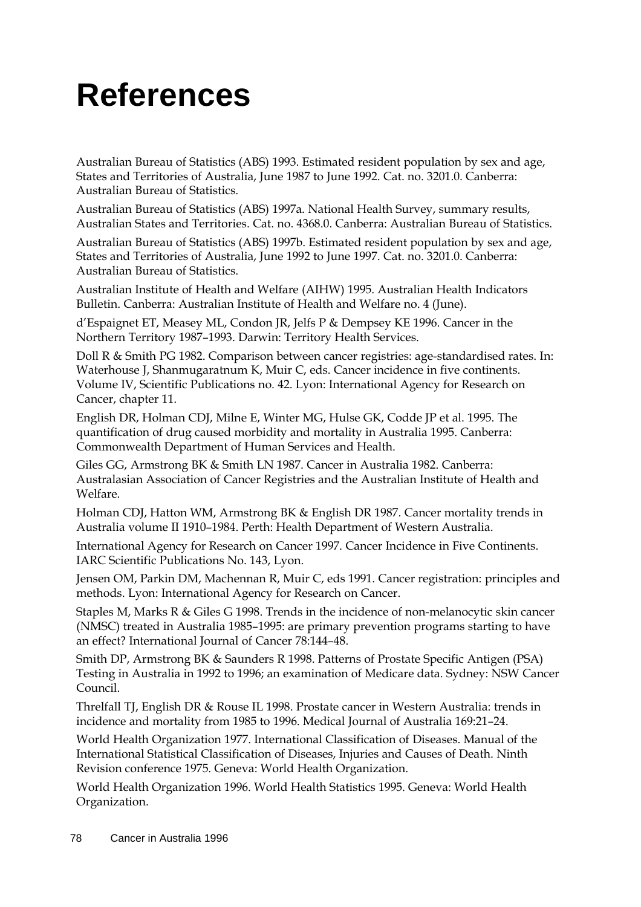# References

Australian Bureau of Statistics (ABS) 1993. Estimated resident population by sex and age, States and Territories of Australia, June 1987 to June 1992. Cat. no. 3201.0. Canberra: Australian Bureau of Statistics.

Australian Bureau of Statistics (ABS) 1997a. National Health Survey, summary results, Australian States and Territories. Cat. no. 4368.0. Canberra: Australian Bureau of Statistics.

Australian Bureau of Statistics (ABS) 1997b. Estimated resident population by sex and age, States and Territories of Australia, June 1992 to June 1997. Cat. no. 3201.0. Canberra: Australian Bureau of Statistics.

Australian Institute of Health and Welfare (AIHW) 1995. Australian Health Indicators Bulletin. Canberra: Australian Institute of Health and Welfare no. 4 (June).

d'Espaignet ET, Measey ML, Condon JR, Jelfs P & Dempsey KE 1996. Cancer in the Northern Territory 1987–1993. Darwin: Territory Health Services.

Doll R & Smith PG 1982. Comparison between cancer registries: age-standardised rates. In: Waterhouse J, Shanmugaratnum K, Muir C, eds. Cancer incidence in five continents. Volume IV, Scientific Publications no. 42. Lyon: International Agency for Research on Cancer, chapter 11.

English DR, Holman CDJ, Milne E, Winter MG, Hulse GK, Codde JP et al. 1995. The quantification of drug caused morbidity and mortality in Australia 1995. Canberra: Commonwealth Department of Human Services and Health.

Giles GG, Armstrong BK & Smith LN 1987. Cancer in Australia 1982. Canberra: Australasian Association of Cancer Registries and the Australian Institute of Health and Welfare.

Holman CDJ, Hatton WM, Armstrong BK & English DR 1987. Cancer mortality trends in Australia volume II 1910–1984. Perth: Health Department of Western Australia.

International Agency for Research on Cancer 1997. Cancer Incidence in Five Continents. IARC Scientific Publications No. 143, Lyon.

Jensen OM, Parkin DM, Machennan R, Muir C, eds 1991. Cancer registration: principles and methods. Lyon: International Agency for Research on Cancer.

Staples M, Marks R & Giles G 1998. Trends in the incidence of non-melanocytic skin cancer (NMSC) treated in Australia 1985–1995: are primary prevention programs starting to have an effect? International Journal of Cancer 78:144–48.

Smith DP, Armstrong BK & Saunders R 1998. Patterns of Prostate Specific Antigen (PSA) Testing in Australia in 1992 to 1996; an examination of Medicare data. Sydney: NSW Cancer Council.

Threlfall TJ, English DR & Rouse IL 1998. Prostate cancer in Western Australia: trends in incidence and mortality from 1985 to 1996. Medical Journal of Australia 169:21–24.

World Health Organization 1977. International Classification of Diseases. Manual of the International Statistical Classification of Diseases, Injuries and Causes of Death. Ninth Revision conference 1975. Geneva: World Health Organization.

World Health Organization 1996. World Health Statistics 1995. Geneva: World Health Organization.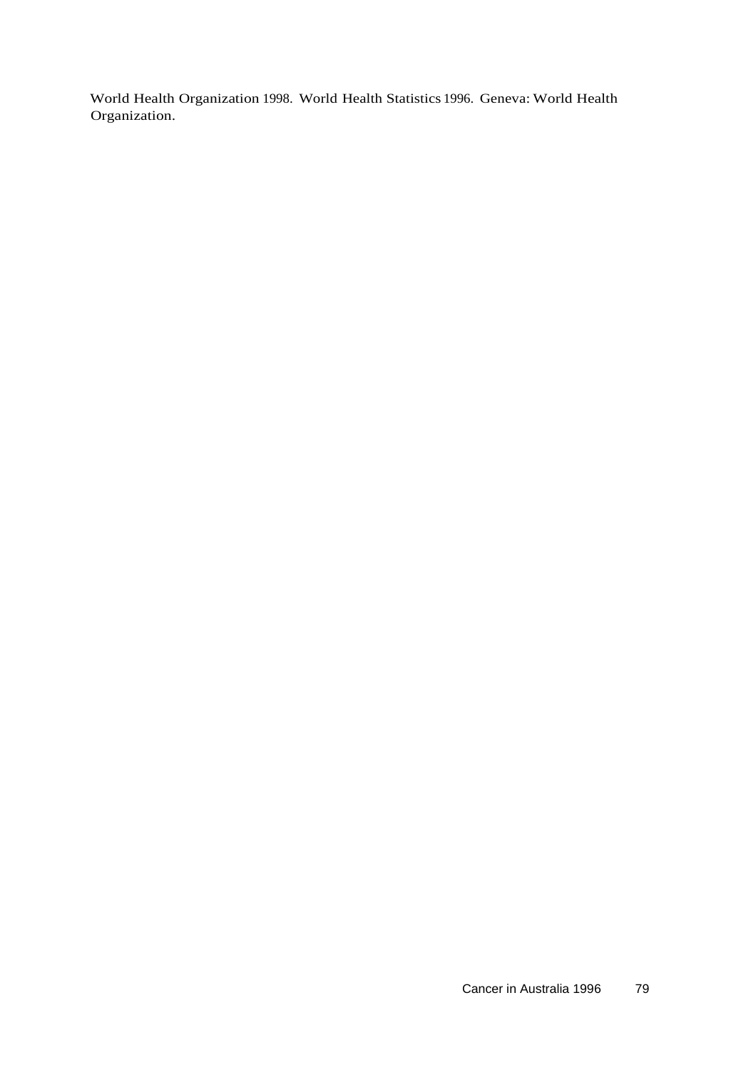World Health Organization 1998. World Health Statistics 1996. Geneva: World Health Organization.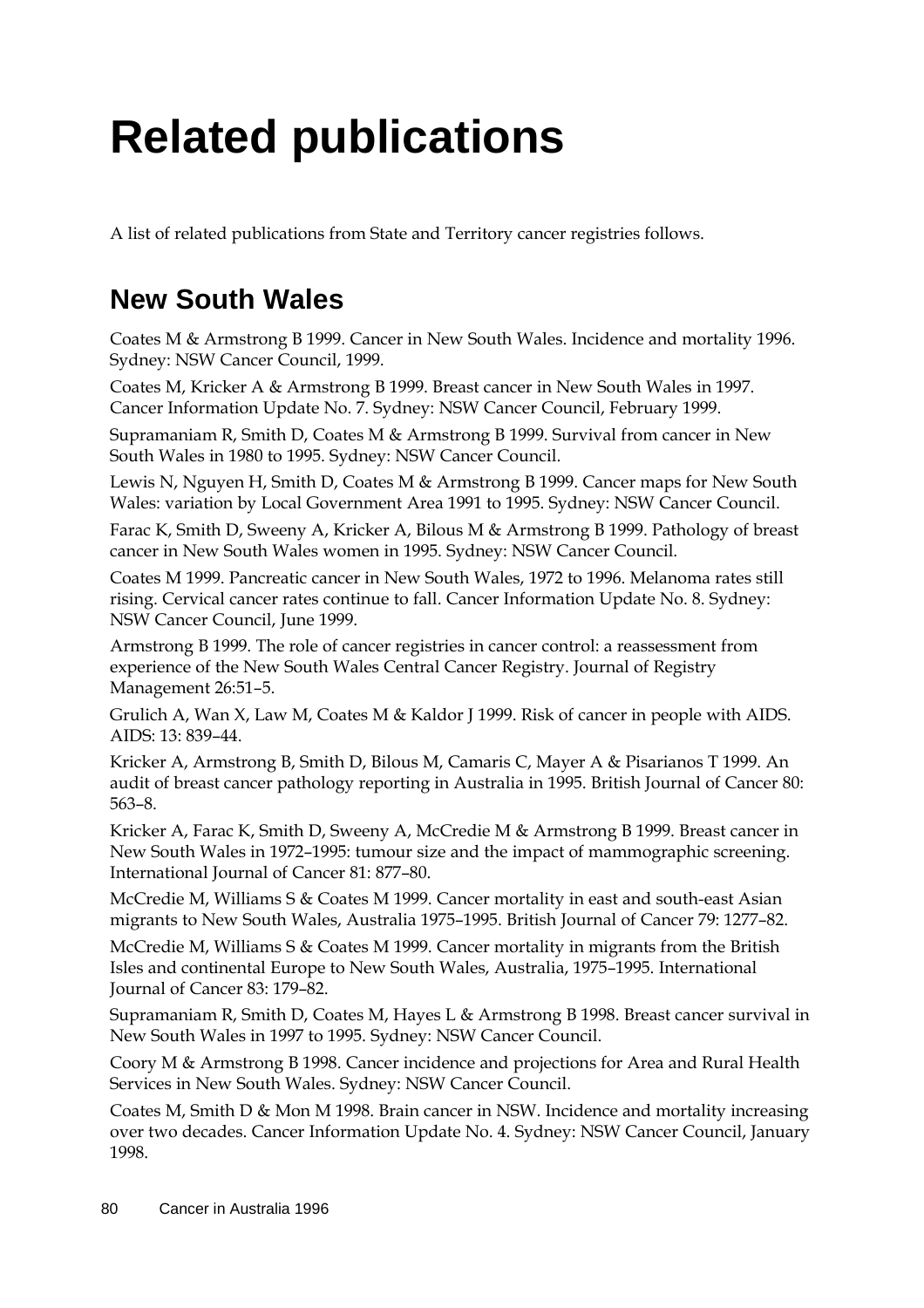# Related publications

A list of related publications from State and Territory cancer registries follows.

## New South Wales

Coates M & Armstrong B 1999. Cancer in New South Wales. Incidence and mortality 1996. Sydney: NSW Cancer Council, 1999.

Coates M, Kricker A & Armstrong B 1999. Breast cancer in New South Wales in 1997. Cancer Information Update No. 7. Sydney: NSW Cancer Council, February 1999.

Supramaniam R, Smith D, Coates M & Armstrong B 1999. Survival from cancer in New South Wales in 1980 to 1995. Sydney: NSW Cancer Council.

Lewis N, Nguyen H, Smith D, Coates M & Armstrong B 1999. Cancer maps for New South Wales: variation by Local Government Area 1991 to 1995. Sydney: NSW Cancer Council.

Farac K, Smith D, Sweeny A, Kricker A, Bilous M & Armstrong B 1999. Pathology of breast cancer in New South Wales women in 1995. Sydney: NSW Cancer Council.

Coates M 1999. Pancreatic cancer in New South Wales, 1972 to 1996. Melanoma rates still rising. Cervical cancer rates continue to fall. Cancer Information Update No. 8. Sydney: NSW Cancer Council, June 1999.

Armstrong B 1999. The role of cancer registries in cancer control: a reassessment from experience of the New South Wales Central Cancer Registry. Journal of Registry Management 26:51–5.

Grulich A, Wan X, Law M, Coates M & Kaldor J 1999. Risk of cancer in people with AIDS. AIDS: 13: 839–44.

Kricker A, Armstrong B, Smith D, Bilous M, Camaris C, Mayer A & Pisarianos T 1999. An audit of breast cancer pathology reporting in Australia in 1995. British Journal of Cancer 80: 563–8.

Kricker A, Farac K, Smith D, Sweeny A, McCredie M & Armstrong B 1999. Breast cancer in New South Wales in 1972–1995: tumour size and the impact of mammographic screening. International Journal of Cancer 81: 877–80.

McCredie M, Williams S & Coates M 1999. Cancer mortality in east and south-east Asian migrants to New South Wales, Australia 1975–1995. British Journal of Cancer 79: 1277–82.

McCredie M, Williams S & Coates M 1999. Cancer mortality in migrants from the British Isles and continental Europe to New South Wales, Australia, 1975–1995. International Journal of Cancer 83: 179–82.

Supramaniam R, Smith D, Coates M, Hayes L & Armstrong B 1998. Breast cancer survival in New South Wales in 1997 to 1995. Sydney: NSW Cancer Council.

Coory M & Armstrong B 1998. Cancer incidence and projections for Area and Rural Health Services in New South Wales. Sydney: NSW Cancer Council.

Coates M, Smith D & Mon M 1998. Brain cancer in NSW. Incidence and mortality increasing over two decades. Cancer Information Update No. 4. Sydney: NSW Cancer Council, January 1998.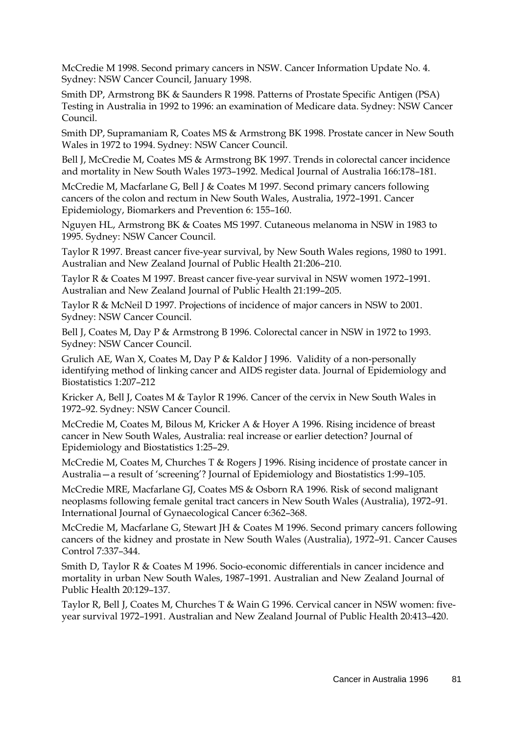McCredie M 1998. Second primary cancers in NSW. Cancer Information Update No. 4. Sydney: NSW Cancer Council, January 1998.

Smith DP, Armstrong BK & Saunders R 1998. Patterns of Prostate Specific Antigen (PSA) Testing in Australia in 1992 to 1996: an examination of Medicare data. Sydney: NSW Cancer Council.

Smith DP, Supramaniam R, Coates MS & Armstrong BK 1998. Prostate cancer in New South Wales in 1972 to 1994. Sydney: NSW Cancer Council.

Bell J, McCredie M, Coates MS & Armstrong BK 1997. Trends in colorectal cancer incidence and mortality in New South Wales 1973–1992. Medical Journal of Australia 166:178–181.

McCredie M, Macfarlane G, Bell J & Coates M 1997. Second primary cancers following cancers of the colon and rectum in New South Wales, Australia, 1972–1991. Cancer Epidemiology, Biomarkers and Prevention 6: 155–160.

Nguyen HL, Armstrong BK & Coates MS 1997. Cutaneous melanoma in NSW in 1983 to 1995. Sydney: NSW Cancer Council.

Taylor R 1997. Breast cancer five-year survival, by New South Wales regions, 1980 to 1991. Australian and New Zealand Journal of Public Health 21:206–210.

Taylor R & Coates M 1997. Breast cancer five-year survival in NSW women 1972–1991. Australian and New Zealand Journal of Public Health 21:199–205.

Taylor R & McNeil D 1997. Projections of incidence of major cancers in NSW to 2001. Sydney: NSW Cancer Council.

Bell J, Coates M, Day P & Armstrong B 1996. Colorectal cancer in NSW in 1972 to 1993. Sydney: NSW Cancer Council.

Grulich AE, Wan X, Coates M, Day P & Kaldor J 1996. Validity of a non-personally identifying method of linking cancer and AIDS register data. Journal of Epidemiology and Biostatistics 1:207–212

Kricker A, Bell J, Coates M & Taylor R 1996. Cancer of the cervix in New South Wales in 1972–92. Sydney: NSW Cancer Council.

McCredie M, Coates M, Bilous M, Kricker A & Hoyer A 1996. Rising incidence of breast cancer in New South Wales, Australia: real increase or earlier detection? Journal of Epidemiology and Biostatistics 1:25–29.

McCredie M, Coates M, Churches T & Rogers J 1996. Rising incidence of prostate cancer in Australia—a result of 'screening'? Journal of Epidemiology and Biostatistics 1:99–105.

McCredie MRE, Macfarlane GJ, Coates MS & Osborn RA 1996. Risk of second malignant neoplasms following female genital tract cancers in New South Wales (Australia), 1972–91. International Journal of Gynaecological Cancer 6:362–368.

McCredie M, Macfarlane G, Stewart JH & Coates M 1996. Second primary cancers following cancers of the kidney and prostate in New South Wales (Australia), 1972–91. Cancer Causes Control 7:337–344.

Smith D, Taylor R & Coates M 1996. Socio-economic differentials in cancer incidence and mortality in urban New South Wales, 1987–1991. Australian and New Zealand Journal of Public Health 20:129–137.

Taylor R, Bell J, Coates M, Churches T & Wain G 1996. Cervical cancer in NSW women: five-year survival 1972–1991. Australian and New Zealand Journal of Public Health 20:413–420.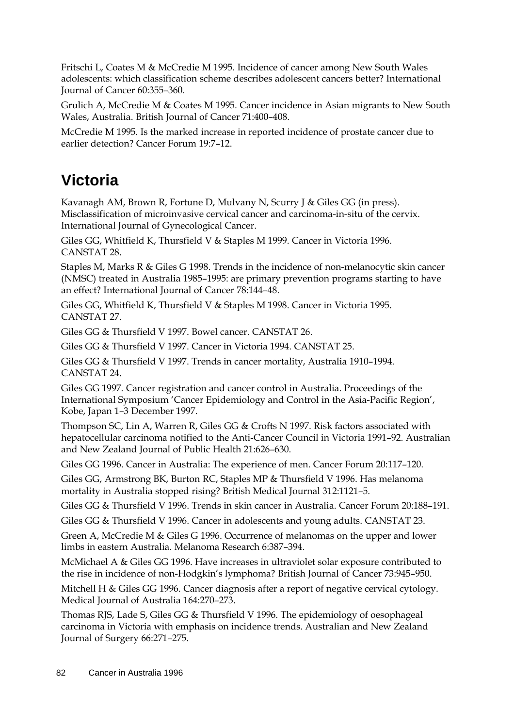Fritschi L, Coates M & McCredie M 1995. Incidence of cancer among New South Wales adolescents: which classification scheme describes adolescent cancers better? International Journal of Cancer 60:355–360.

Grulich A, McCredie M & Coates M 1995. Cancer incidence in Asian migrants to New South Wales, Australia. British Journal of Cancer 71:400–408.

McCredie M 1995. Is the marked increase in reported incidence of prostate cancer due to earlier detection? Cancer Forum 19:7–12.

## Victoria

Kavanagh AM, Brown R, Fortune D, Mulvany N, Scurry J & Giles GG (in press). Misclassification of microinvasive cervical cancer and carcinoma-in-situ of the cervix. International Journal of Gynecological Cancer.

Giles GG, Whitfield K, Thursfield V & Staples M 1999. Cancer in Victoria 1996. CANSTAT 28.

Staples M, Marks R & Giles G 1998. Trends in the incidence of non-melanocytic skin cancer (NMSC) treated in Australia 1985–1995: are primary prevention programs starting to have an effect? International Journal of Cancer 78:144–48.

Giles GG, Whitfield K, Thursfield V & Staples M 1998. Cancer in Victoria 1995. CANSTAT 27.

Giles GG & Thursfield V 1997. Bowel cancer. CANSTAT 26.

Giles GG & Thursfield V 1997. Cancer in Victoria 1994. CANSTAT 25.

Giles GG & Thursfield V 1997. Trends in cancer mortality, Australia 1910–1994. CANSTAT 24.

Giles GG 1997. Cancer registration and cancer control in Australia. Proceedings of the International Symposium 'Cancer Epidemiology and Control in the Asia-Pacific Region', Kobe, Japan 1–3 December 1997.

Thompson SC, Lin A, Warren R, Giles GG & Crofts N 1997. Risk factors associated with hepatocellular carcinoma notified to the Anti-Cancer Council in Victoria 1991–92. Australian and New Zealand Journal of Public Health 21:626–630.

Giles GG 1996. Cancer in Australia: The experience of men. Cancer Forum 20:117–120.

Giles GG, Armstrong BK, Burton RC, Staples MP & Thursfield V 1996. Has melanoma mortality in Australia stopped rising? British Medical Journal 312:1121–5.

Giles GG & Thursfield V 1996. Trends in skin cancer in Australia. Cancer Forum 20:188–191.

Giles GG & Thursfield V 1996. Cancer in adolescents and young adults. CANSTAT 23.

Green A, McCredie M & Giles G 1996. Occurrence of melanomas on the upper and lower limbs in eastern Australia. Melanoma Research 6:387–394.

McMichael A & Giles GG 1996. Have increases in ultraviolet solar exposure contributed to the rise in incidence of non-Hodgkin's lymphoma? British Journal of Cancer 73:945–950.

Mitchell H & Giles GG 1996. Cancer diagnosis after a report of negative cervical cytology. Medical Journal of Australia 164:270–273.

Thomas RJS, Lade S, Giles GG & Thursfield V 1996. The epidemiology of oesophageal carcinoma in Victoria with emphasis on incidence trends. Australian and New Zealand Journal of Surgery 66:271–275.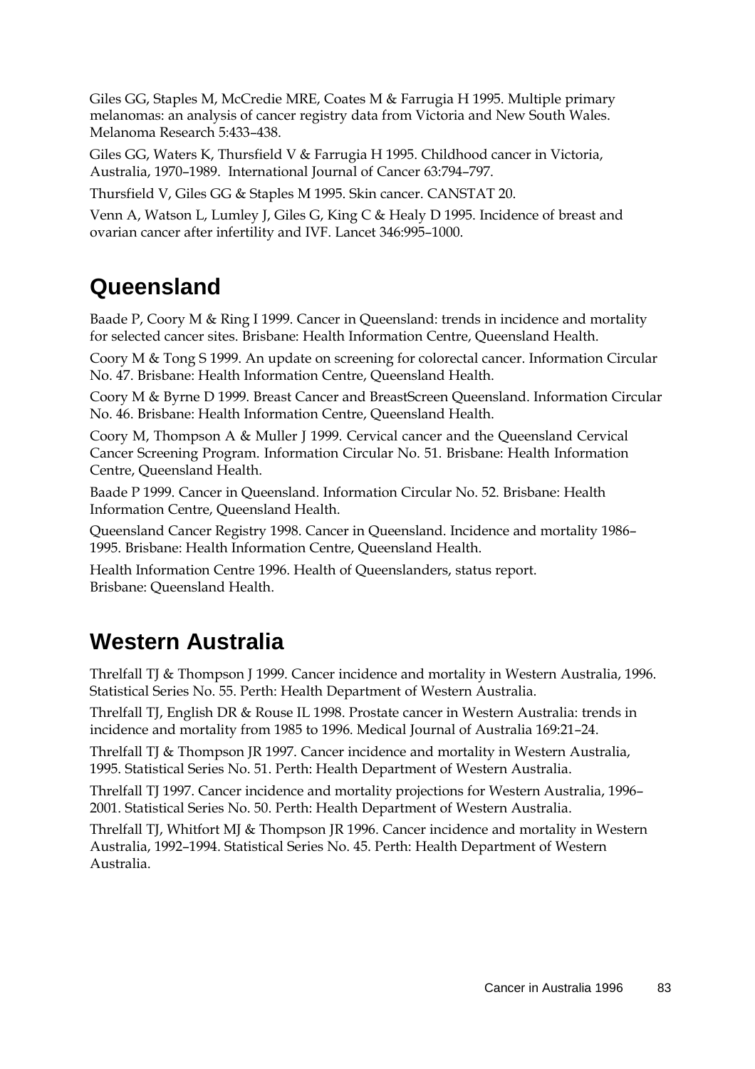Giles GG, Staples M, McCredie MRE, Coates M & Farrugia H 1995. Multiple primary melanomas: an analysis of cancer registry data from Victoria and New South Wales. Melanoma Research 5:433–438.

Giles GG, Waters K, Thursfield V & Farrugia H 1995. Childhood cancer in Victoria, Australia, 1970–1989. International Journal of Cancer 63:794–797.

Thursfield V, Giles GG & Staples M 1995. Skin cancer. CANSTAT 20.

Venn A, Watson L, Lumley J, Giles G, King C & Healy D 1995. Incidence of breast and ovarian cancer after infertility and IVF. Lancet 346:995–1000.

## Queensland

Baade P, Coory M & Ring I 1999. Cancer in Queensland: trends in incidence and mortality for selected cancer sites. Brisbane: Health Information Centre, Queensland Health.

Coory M & Tong S 1999. An update on screening for colorectal cancer. Information Circular No. 47. Brisbane: Health Information Centre, Queensland Health.

Coory M & Byrne D 1999. Breast Cancer and BreastScreen Queensland. Information Circular No. 46. Brisbane: Health Information Centre, Queensland Health.

Coory M, Thompson A & Muller J 1999. Cervical cancer and the Queensland Cervical Cancer Screening Program. Information Circular No. 51. Brisbane: Health Information Centre, Queensland Health.

Baade P 1999. Cancer in Queensland. Information Circular No. 52. Brisbane: Health Information Centre, Queensland Health.

Queensland Cancer Registry 1998. Cancer in Queensland. Incidence and mortality 1986–1995. Brisbane: Health Information Centre, Queensland Health.

Health Information Centre 1996. Health of Queenslanders, status report. Brisbane: Queensland Health.

## Western Australia

Threlfall TJ & Thompson J 1999. Cancer incidence and mortality in Western Australia, 1996. Statistical Series No. 55. Perth: Health Department of Western Australia.

Threlfall TJ, English DR & Rouse IL 1998. Prostate cancer in Western Australia: trends in incidence and mortality from 1985 to 1996. Medical Journal of Australia 169:21–24.

Threlfall TJ & Thompson JR 1997. Cancer incidence and mortality in Western Australia, 1995. Statistical Series No. 51. Perth: Health Department of Western Australia.

Threlfall TJ 1997. Cancer incidence and mortality projections for Western Australia, 1996–2001. Statistical Series No. 50. Perth: Health Department of Western Australia.

Threlfall TJ, Whitfort MJ & Thompson JR 1996. Cancer incidence and mortality in Western Australia, 1992–1994. Statistical Series No. 45. Perth: Health Department of Western Australia.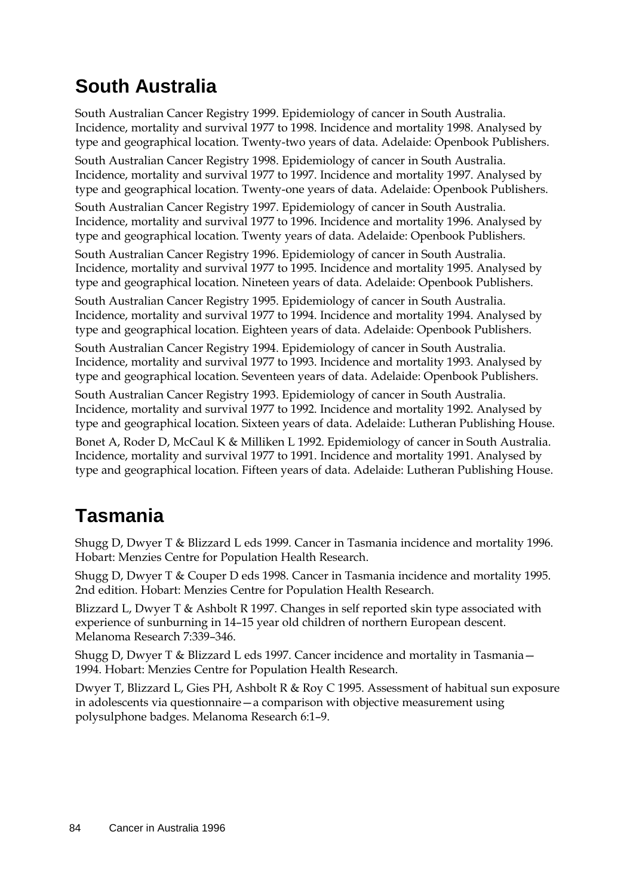## South Australia

South Australian Cancer Registry 1999. Epidemiology of cancer in South Australia. Incidence, mortality and survival 1977 to 1998. Incidence and mortality 1998. Analysed by type and geographical location. Twenty-two years of data. Adelaide: Openbook Publishers.

South Australian Cancer Registry 1998. Epidemiology of cancer in South Australia. Incidence, mortality and survival 1977 to 1997. Incidence and mortality 1997. Analysed by type and geographical location. Twenty-one years of data. Adelaide: Openbook Publishers.

South Australian Cancer Registry 1997. Epidemiology of cancer in South Australia. Incidence, mortality and survival 1977 to 1996. Incidence and mortality 1996. Analysed by type and geographical location. Twenty years of data. Adelaide: Openbook Publishers.

South Australian Cancer Registry 1996. Epidemiology of cancer in South Australia. Incidence, mortality and survival 1977 to 1995. Incidence and mortality 1995. Analysed by type and geographical location. Nineteen years of data. Adelaide: Openbook Publishers.

South Australian Cancer Registry 1995. Epidemiology of cancer in South Australia. Incidence, mortality and survival 1977 to 1994. Incidence and mortality 1994. Analysed by type and geographical location. Eighteen years of data. Adelaide: Openbook Publishers.

South Australian Cancer Registry 1994. Epidemiology of cancer in South Australia. Incidence, mortality and survival 1977 to 1993. Incidence and mortality 1993. Analysed by type and geographical location. Seventeen years of data. Adelaide: Openbook Publishers.

South Australian Cancer Registry 1993. Epidemiology of cancer in South Australia. Incidence, mortality and survival 1977 to 1992. Incidence and mortality 1992. Analysed by type and geographical location. Sixteen years of data. Adelaide: Lutheran Publishing House.

Bonet A, Roder D, McCaul K & Milliken L 1992. Epidemiology of cancer in South Australia. Incidence, mortality and survival 1977 to 1991. Incidence and mortality 1991. Analysed by type and geographical location. Fifteen years of data. Adelaide: Lutheran Publishing House.

## Tasmania

Shugg D, Dwyer T & Blizzard L eds 1999. Cancer in Tasmania incidence and mortality 1996. Hobart: Menzies Centre for Population Health Research.

Shugg D, Dwyer T & Couper D eds 1998. Cancer in Tasmania incidence and mortality 1995. 2nd edition. Hobart: Menzies Centre for Population Health Research.

Blizzard L, Dwyer T & Ashbolt R 1997. Changes in self reported skin type associated with experience of sunburning in 14–15 year old children of northern European descent. Melanoma Research 7:339–346.

Shugg D, Dwyer T & Blizzard L eds 1997. Cancer incidence and mortality in Tasmania—1994. Hobart: Menzies Centre for Population Health Research.

Dwyer T, Blizzard L, Gies PH, Ashbolt R & Roy C 1995. Assessment of habitual sun exposure in adolescents via questionnaire—a comparison with objective measurement using polysulphone badges. Melanoma Research 6:1–9.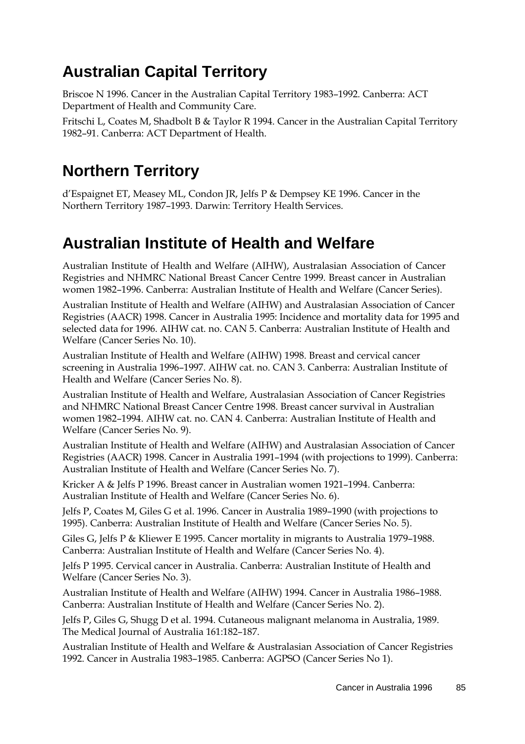## Australian Capital Territory

Briscoe N 1996. Cancer in the Australian Capital Territory 1983–1992. Canberra: ACT Department of Health and Community Care.

Fritschi L, Coates M, Shadbolt B & Taylor R 1994. Cancer in the Australian Capital Territory 1982–91. Canberra: ACT Department of Health.

## Northern Territory

d'Espaignet ET, Measey ML, Condon JR, Jelfs P & Dempsey KE 1996. Cancer in the Northern Territory 1987–1993. Darwin: Territory Health Services.

## Australian Institute of Health and Welfare

Australian Institute of Health and Welfare (AIHW), Australasian Association of Cancer Registries and NHMRC National Breast Cancer Centre 1999. Breast cancer in Australian women 1982–1996. Canberra: Australian Institute of Health and Welfare (Cancer Series).

Australian Institute of Health and Welfare (AIHW) and Australasian Association of Cancer Registries (AACR) 1998. Cancer in Australia 1995: Incidence and mortality data for 1995 and selected data for 1996. AIHW cat. no. CAN 5. Canberra: Australian Institute of Health and Welfare (Cancer Series No. 10).

Australian Institute of Health and Welfare (AIHW) 1998. Breast and cervical cancer screening in Australia 1996–1997. AIHW cat. no. CAN 3. Canberra: Australian Institute of Health and Welfare (Cancer Series No. 8).

Australian Institute of Health and Welfare, Australasian Association of Cancer Registries and NHMRC National Breast Cancer Centre 1998. Breast cancer survival in Australian women 1982–1994. AIHW cat. no. CAN 4. Canberra: Australian Institute of Health and Welfare (Cancer Series No. 9).

Australian Institute of Health and Welfare (AIHW) and Australasian Association of Cancer Registries (AACR) 1998. Cancer in Australia 1991–1994 (with projections to 1999). Canberra: Australian Institute of Health and Welfare (Cancer Series No. 7).

Kricker A & Jelfs P 1996. Breast cancer in Australian women 1921–1994. Canberra: Australian Institute of Health and Welfare (Cancer Series No. 6).

Jelfs P, Coates M, Giles G et al. 1996. Cancer in Australia 1989–1990 (with projections to 1995). Canberra: Australian Institute of Health and Welfare (Cancer Series No. 5).

Giles G, Jelfs P & Kliewer E 1995. Cancer mortality in migrants to Australia 1979–1988. Canberra: Australian Institute of Health and Welfare (Cancer Series No. 4).

Jelfs P 1995. Cervical cancer in Australia. Canberra: Australian Institute of Health and Welfare (Cancer Series No. 3).

Australian Institute of Health and Welfare (AIHW) 1994. Cancer in Australia 1986–1988. Canberra: Australian Institute of Health and Welfare (Cancer Series No. 2).

Jelfs P, Giles G, Shugg D et al. 1994. Cutaneous malignant melanoma in Australia, 1989. The Medical Journal of Australia 161:182–187.

Australian Institute of Health and Welfare & Australasian Association of Cancer Registries 1992. Cancer in Australia 1983–1985. Canberra: AGPSO (Cancer Series No 1).